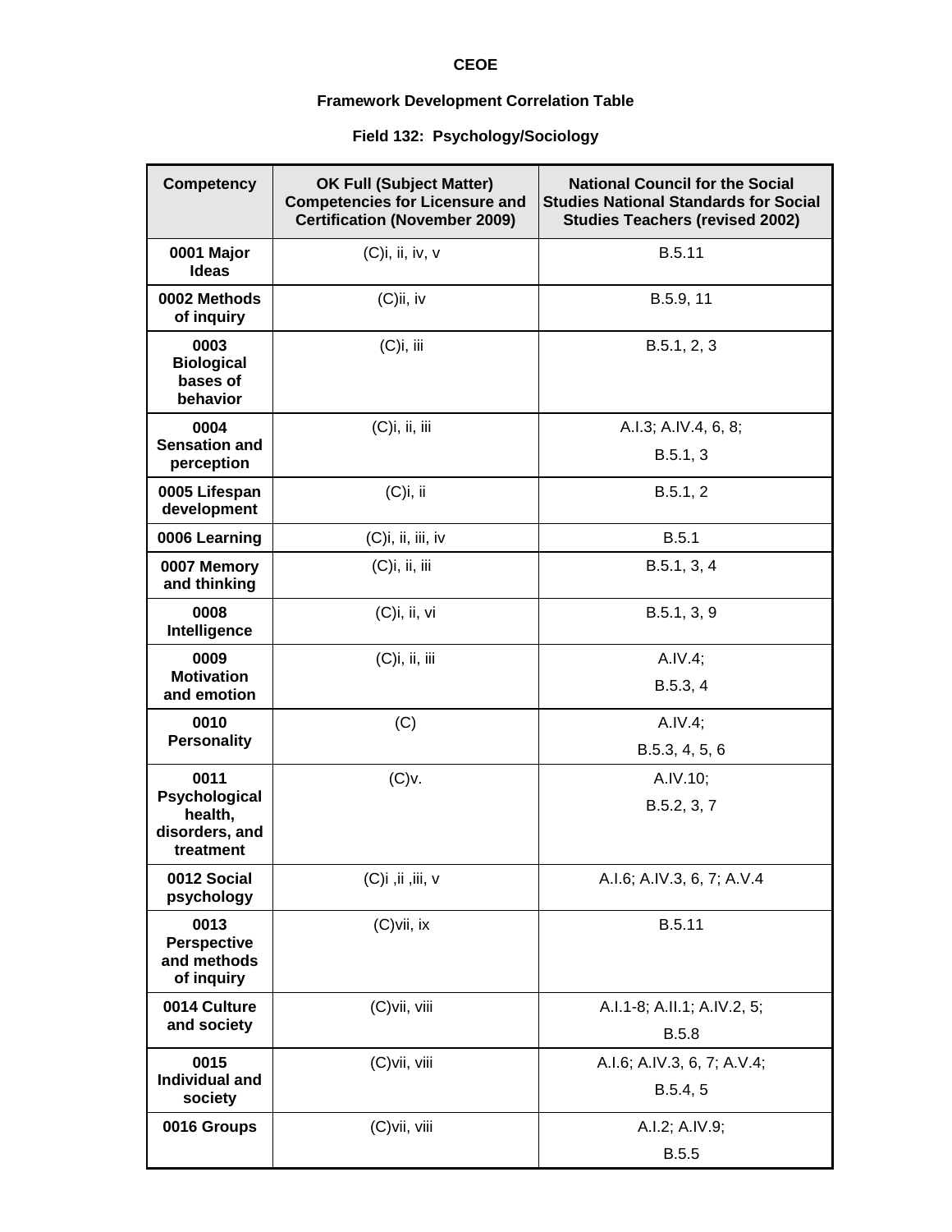# CEOE

## Framework Development Correlation Table

### Field 132: Psychology/Sociology

| Competency | OK Full (Subject Matter) Competencies for Licensure and Certification (November 2009) | National Council for the Social Studies National Standards for Social Studies Teachers (revised 2002) |
|---|---|---|
| **0001 Major Ideas** | (C)i, ii, iv, v | B.5.11 |
| **0002 Methods of inquiry** | (C)ii, iv | B.5.9, 11 |
| **0003 Biological bases of behavior** | (C)i, iii | B.5.1, 2, 3 |
| **0004 Sensation and perception** | (C)i, ii, iii | A.I.3; A.IV.4, 6, 8; B.5.1, 3 |
| **0005 Lifespan development** | (C)i, ii | B.5.1, 2 |
| **0006 Learning** | (C)i, ii, iii, iv | B.5.1 |
| **0007 Memory and thinking** | (C)i, ii, iii | B.5.1, 3, 4 |
| **0008 Intelligence** | (C)i, ii, vi | B.5.1, 3, 9 |
| **0009 Motivation and emotion** | (C)i, ii, iii | A.IV.4; B.5.3, 4 |
| **0010 Personality** | (C) | A.IV.4; B.5.3, 4, 5, 6 |
| **0011 Psychological health, disorders, and treatment** | (C)v. | A.IV.10; B.5.2, 3, 7 |
| **0012 Social psychology** | (C)i ,ii ,iii, v | A.I.6; A.IV.3, 6, 7; A.V.4 |
| **0013 Perspective and methods of inquiry** | (C)vii, ix | B.5.11 |
| **0014 Culture and society** | (C)vii, viii | A.I.1-8; A.II.1; A.IV.2, 5; B.5.8 |
| **0015 Individual and society** | (C)vii, viii | A.I.6; A.IV.3, 6, 7; A.V.4; B.5.4, 5 |
| **0016 Groups** | (C)vii, viii | A.I.2; A.IV.9; B.5.5 |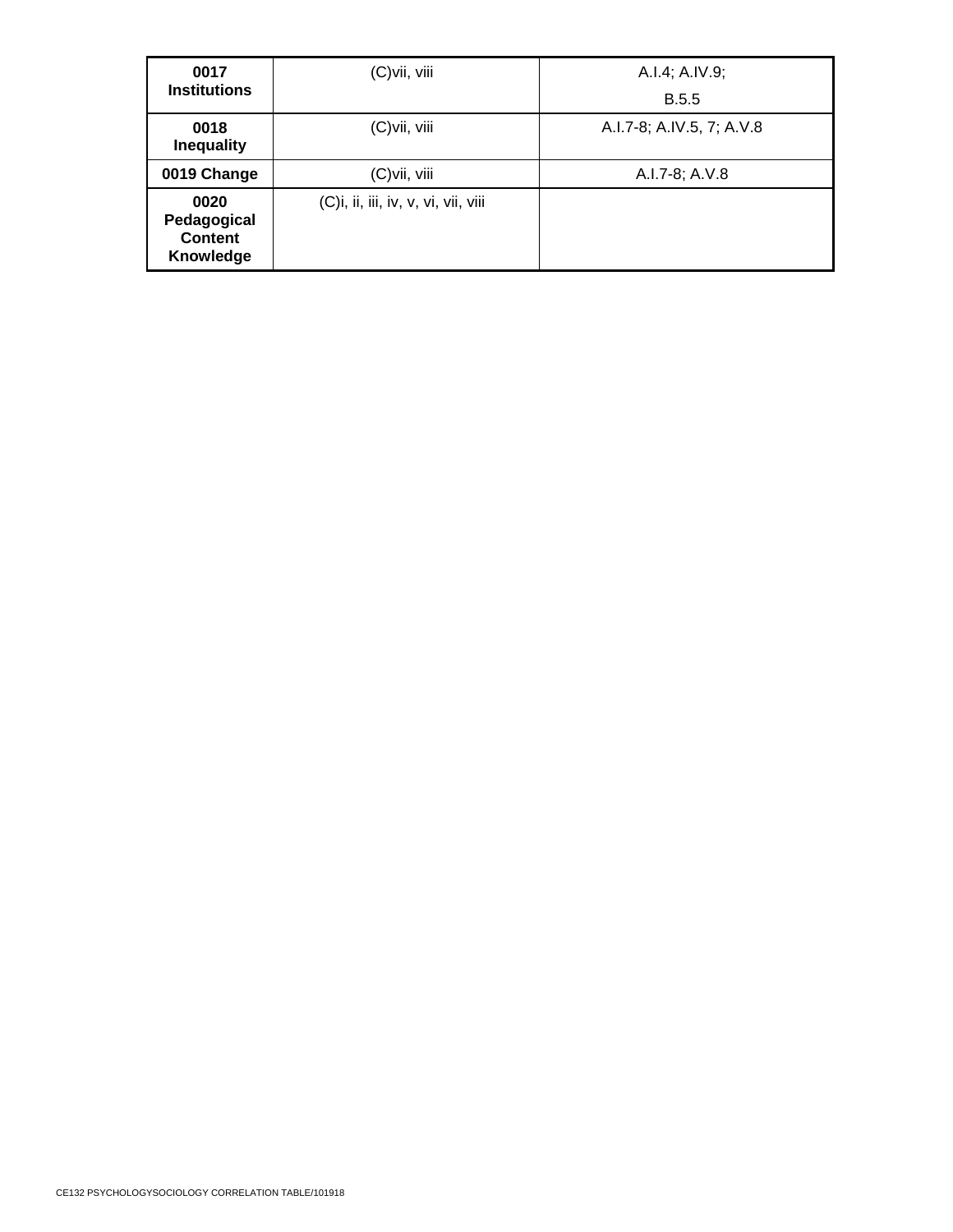| | | |
|---|---|---|
| **0017 Institutions** | (C)vii, viii | A.I.4; A.IV.9; B.5.5 |
| **0018 Inequality** | (C)vii, viii | A.I.7-8; A.IV.5, 7; A.V.8 |
| **0019 Change** | (C)vii, viii | A.I.7-8; A.V.8 |
| **0020 Pedagogical Content Knowledge** | (C)i, ii, iii, iv, v, vi, vii, viii | |